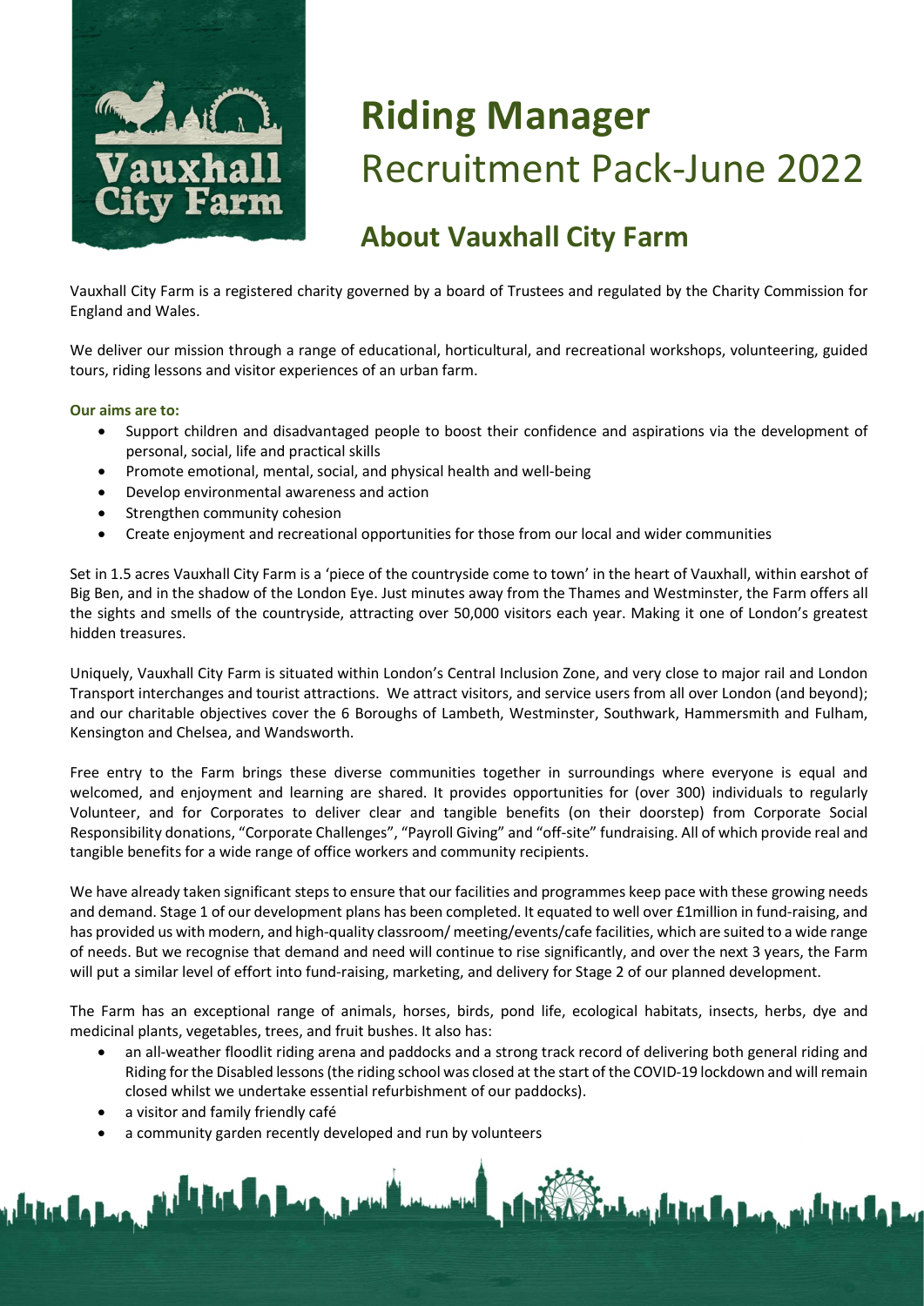# Riding Manager

Recruitment Pack-June 2022

## About Vauxhall City Farm

Vauxhall City Farm is a registered charity governed by a board of Trustees and regulated by the Charity Commission for England and Wales.

We deliver our mission through a range of educational, horticultural, and recreational workshops, volunteering, guided tours, riding lessons and visitor experiences of an urban farm.

**Our aims are to:**

- Support children and disadvantaged people to boost their confidence and aspirations via the development of personal, social, life and practical skills
- Promote emotional, mental, social, and physical health and well-being
- Develop environmental awareness and action
- Strengthen community cohesion
- Create enjoyment and recreational opportunities for those from our local and wider communities

Set in 1.5 acres Vauxhall City Farm is a 'piece of the countryside come to town' in the heart of Vauxhall, within earshot of Big Ben, and in the shadow of the London Eye. Just minutes away from the Thames and Westminster, the Farm offers all the sights and smells of the countryside, attracting over 50,000 visitors each year. Making it one of London's greatest hidden treasures.

Uniquely, Vauxhall City Farm is situated within London's Central Inclusion Zone, and very close to major rail and London Transport interchanges and tourist attractions. We attract visitors, and service users from all over London (and beyond); and our charitable objectives cover the 6 Boroughs of Lambeth, Westminster, Southwark, Hammersmith and Fulham, Kensington and Chelsea, and Wandsworth.

Free entry to the Farm brings these diverse communities together in surroundings where everyone is equal and welcomed, and enjoyment and learning are shared. It provides opportunities for (over 300) individuals to regularly Volunteer, and for Corporates to deliver clear and tangible benefits (on their doorstep) from Corporate Social Responsibility donations, "Corporate Challenges", "Payroll Giving" and "off-site" fundraising. All of which provide real and tangible benefits for a wide range of office workers and community recipients.

We have already taken significant steps to ensure that our facilities and programmes keep pace with these growing needs and demand. Stage 1 of our development plans has been completed. It equated to well over £1million in fund-raising, and has provided us with modern, and high-quality classroom/ meeting/events/cafe facilities, which are suited to a wide range of needs. But we recognise that demand and need will continue to rise significantly, and over the next 3 years, the Farm will put a similar level of effort into fund-raising, marketing, and delivery for Stage 2 of our planned development.

The Farm has an exceptional range of animals, horses, birds, pond life, ecological habitats, insects, herbs, dye and medicinal plants, vegetables, trees, and fruit bushes. It also has:

- an all-weather floodlit riding arena and paddocks and a strong track record of delivering both general riding and Riding for the Disabled lessons (the riding school was closed at the start of the COVID-19 lockdown and will remain closed whilst we undertake essential refurbishment of our paddocks).
- a visitor and family friendly café
- a community garden recently developed and run by volunteers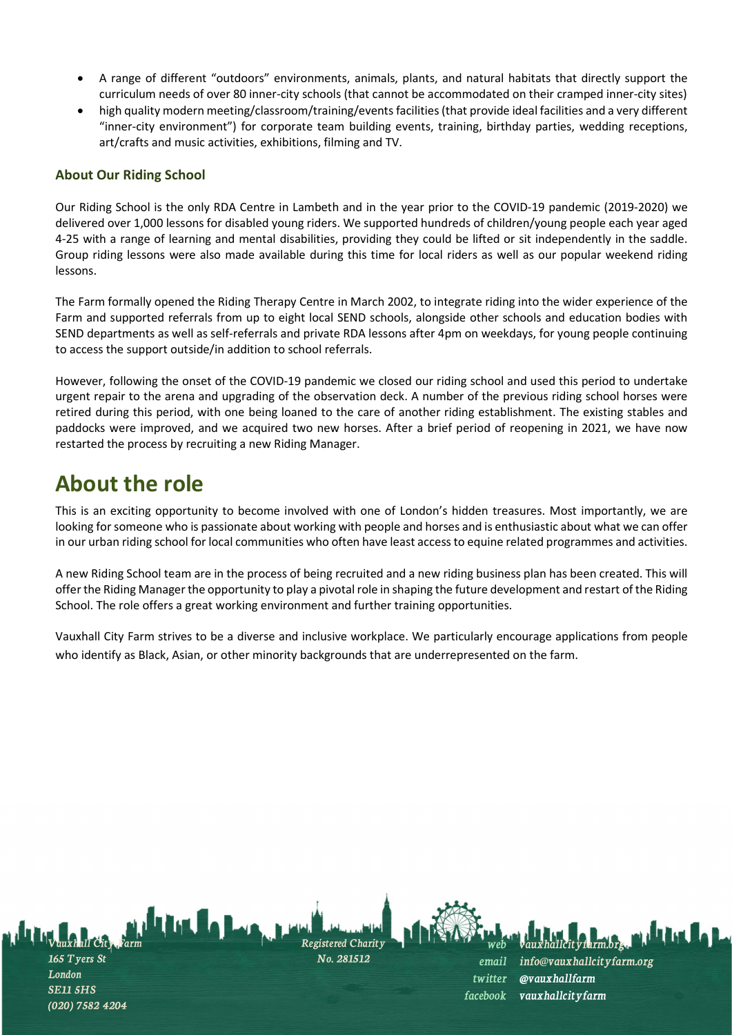- A range of different "outdoors" environments, animals, plants, and natural habitats that directly support the curriculum needs of over 80 inner-city schools (that cannot be accommodated on their cramped inner-city sites)
- high quality modern meeting/classroom/training/events facilities (that provide ideal facilities and a very different "inner-city environment") for corporate team building events, training, birthday parties, wedding receptions, art/crafts and music activities, exhibitions, filming and TV.

### About Our Riding School

Our Riding School is the only RDA Centre in Lambeth and in the year prior to the COVID-19 pandemic (2019-2020) we delivered over 1,000 lessons for disabled young riders. We supported hundreds of children/young people each year aged 4-25 with a range of learning and mental disabilities, providing they could be lifted or sit independently in the saddle. Group riding lessons were also made available during this time for local riders as well as our popular weekend riding lessons.

The Farm formally opened the Riding Therapy Centre in March 2002, to integrate riding into the wider experience of the Farm and supported referrals from up to eight local SEND schools, alongside other schools and education bodies with SEND departments as well as self-referrals and private RDA lessons after 4pm on weekdays, for young people continuing to access the support outside/in addition to school referrals.

However, following the onset of the COVID-19 pandemic we closed our riding school and used this period to undertake urgent repair to the arena and upgrading of the observation deck. A number of the previous riding school horses were retired during this period, with one being loaned to the care of another riding establishment. The existing stables and paddocks were improved, and we acquired two new horses. After a brief period of reopening in 2021, we have now restarted the process by recruiting a new Riding Manager.

## About the role

This is an exciting opportunity to become involved with one of London's hidden treasures. Most importantly, we are looking for someone who is passionate about working with people and horses and is enthusiastic about what we can offer in our urban riding school for local communities who often have least access to equine related programmes and activities.

A new Riding School team are in the process of being recruited and a new riding business plan has been created. This will offer the Riding Manager the opportunity to play a pivotal role in shaping the future development and restart of the Riding School. The role offers a great working environment and further training opportunities.

Vauxhall City Farm strives to be a diverse and inclusive workplace. We particularly encourage applications from people who identify as Black, Asian, or other minority backgrounds that are underrepresented on the farm.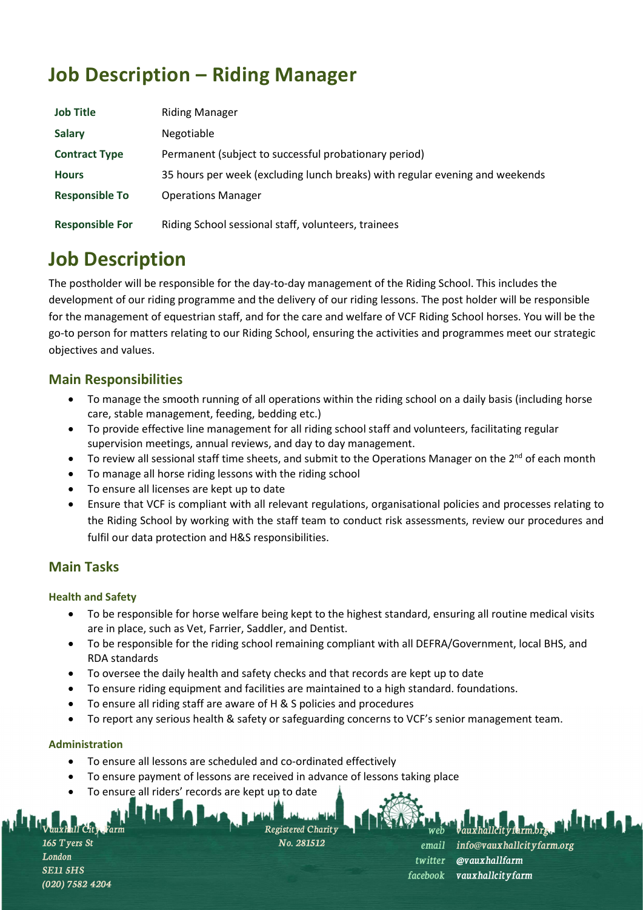# Job Description – Riding Manager

| | |
|---|---|
| **Job Title** | Riding Manager |
| **Salary** | Negotiable |
| **Contract Type** | Permanent (subject to successful probationary period) |
| **Hours** | 35 hours per week (excluding lunch breaks) with regular evening and weekends |
| **Responsible To** | Operations Manager |
| **Responsible For** | Riding School sessional staff, volunteers, trainees |

# Job Description

The postholder will be responsible for the day-to-day management of the Riding School. This includes the development of our riding programme and the delivery of our riding lessons. The post holder will be responsible for the management of equestrian staff, and for the care and welfare of VCF Riding School horses. You will be the go-to person for matters relating to our Riding School, ensuring the activities and programmes meet our strategic objectives and values.

## Main Responsibilities

- To manage the smooth running of all operations within the riding school on a daily basis (including horse care, stable management, feeding, bedding etc.)
- To provide effective line management for all riding school staff and volunteers, facilitating regular supervision meetings, annual reviews, and day to day management.
- To review all sessional staff time sheets, and submit to the Operations Manager on the 2nd of each month
- To manage all horse riding lessons with the riding school
- To ensure all licenses are kept up to date
- Ensure that VCF is compliant with all relevant regulations, organisational policies and processes relating to the Riding School by working with the staff team to conduct risk assessments, review our procedures and fulfil our data protection and H&S responsibilities.

## Main Tasks

### Health and Safety

- To be responsible for horse welfare being kept to the highest standard, ensuring all routine medical visits are in place, such as Vet, Farrier, Saddler, and Dentist.
- To be responsible for the riding school remaining compliant with all DEFRA/Government, local BHS, and RDA standards
- To oversee the daily health and safety checks and that records are kept up to date
- To ensure riding equipment and facilities are maintained to a high standard. foundations.
- To ensure all riding staff are aware of H & S policies and procedures
- To report any serious health & safety or safeguarding concerns to VCF's senior management team.

### Administration

- To ensure all lessons are scheduled and co-ordinated effectively
- To ensure payment of lessons are received in advance of lessons taking place
- To ensure all riders' records are kept up to date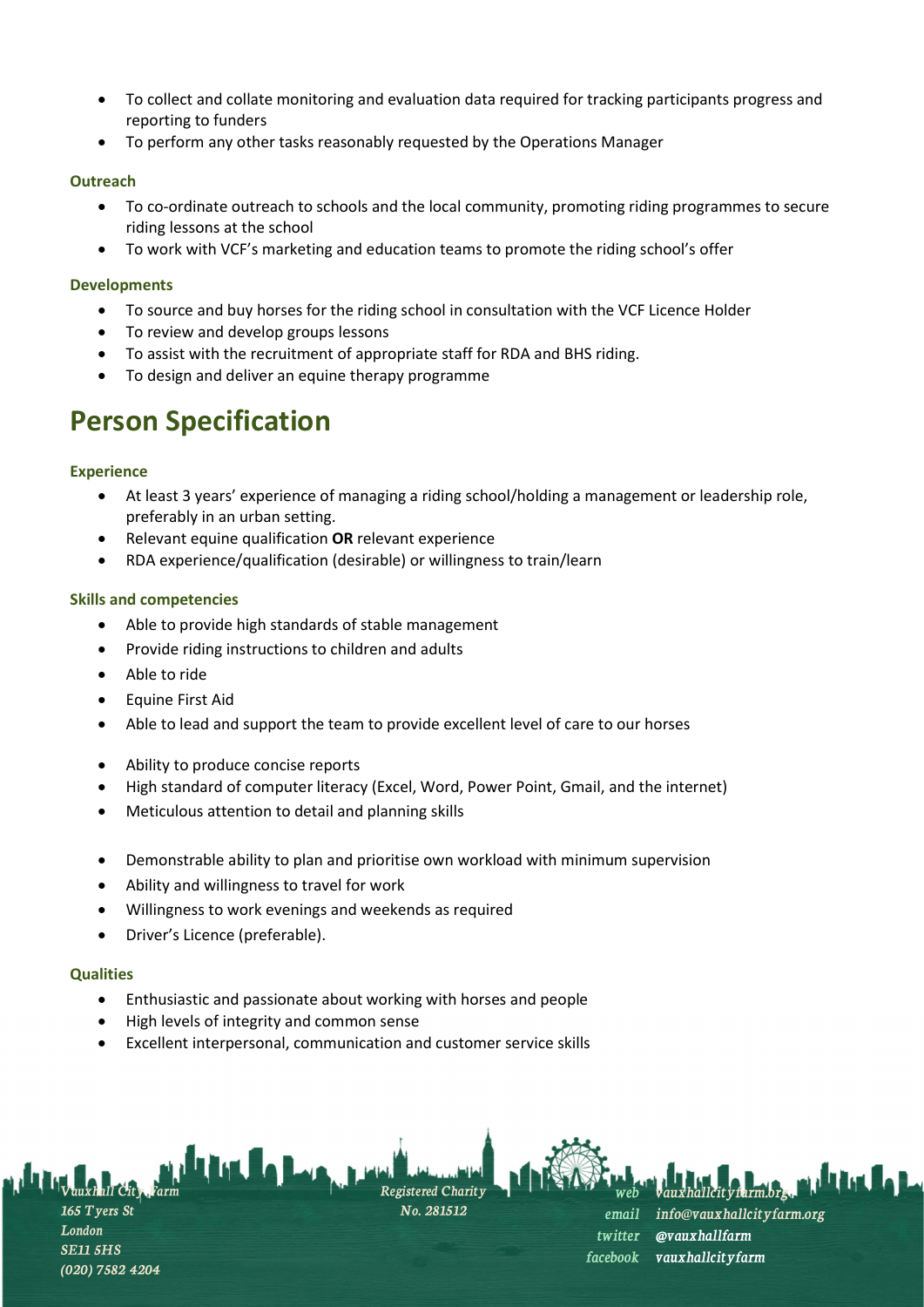- To collect and collate monitoring and evaluation data required for tracking participants progress and reporting to funders
- To perform any other tasks reasonably requested by the Operations Manager

### Outreach

- To co-ordinate outreach to schools and the local community, promoting riding programmes to secure riding lessons at the school
- To work with VCF's marketing and education teams to promote the riding school's offer

### Developments

- To source and buy horses for the riding school in consultation with the VCF Licence Holder
- To review and develop groups lessons
- To assist with the recruitment of appropriate staff for RDA and BHS riding.
- To design and deliver an equine therapy programme

# Person Specification

### Experience

- At least 3 years' experience of managing a riding school/holding a management or leadership role, preferably in an urban setting.
- Relevant equine qualification **OR** relevant experience
- RDA experience/qualification (desirable) or willingness to train/learn

### Skills and competencies

- Able to provide high standards of stable management
- Provide riding instructions to children and adults
- Able to ride
- Equine First Aid
- Able to lead and support the team to provide excellent level of care to our horses

- Ability to produce concise reports
- High standard of computer literacy (Excel, Word, Power Point, Gmail, and the internet)
- Meticulous attention to detail and planning skills

- Demonstrable ability to plan and prioritise own workload with minimum supervision
- Ability and willingness to travel for work
- Willingness to work evenings and weekends as required
- Driver's Licence (preferable).

### Qualities

- Enthusiastic and passionate about working with horses and people
- High levels of integrity and common sense
- Excellent interpersonal, communication and customer service skills

Vauxhall City Farm
165 Tyers St
London
SE11 5HS
(020) 7582 4204

Registered Charity
No. 281512

web vauxhallcityfarm.org
email info@vauxhallcityfarm.org
twitter @vauxhallfarm
facebook vauxhallcityfarm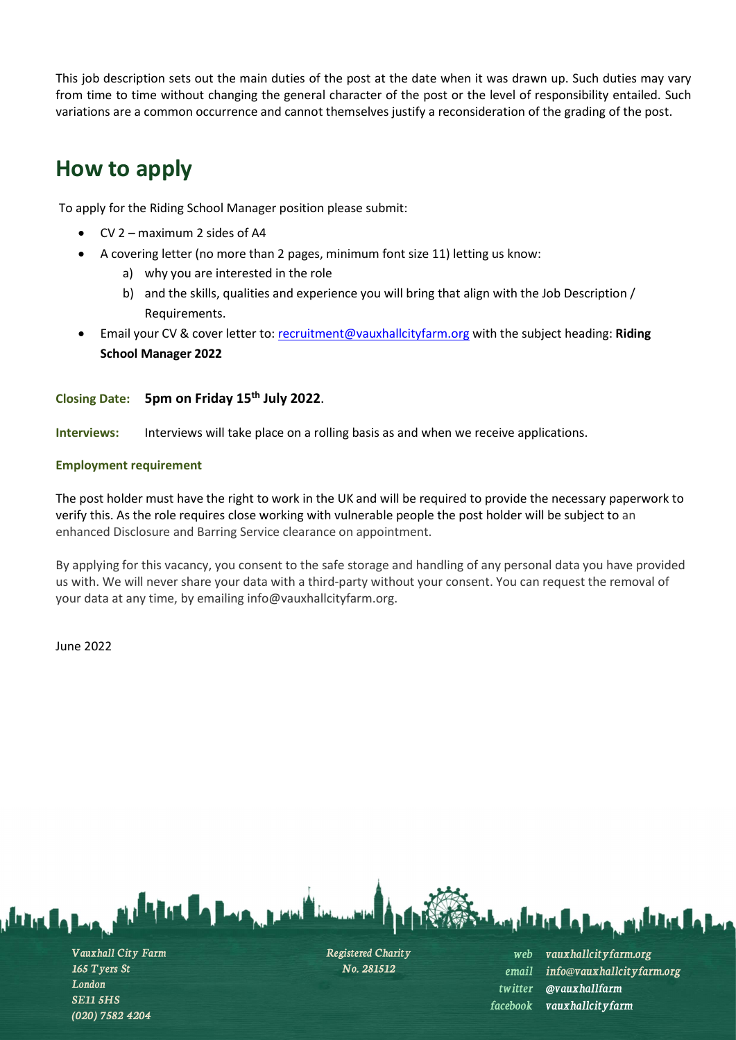This job description sets out the main duties of the post at the date when it was drawn up. Such duties may vary from time to time without changing the general character of the post or the level of responsibility entailed. Such variations are a common occurrence and cannot themselves justify a reconsideration of the grading of the post.

## How to apply

To apply for the Riding School Manager position please submit:

- CV 2 – maximum 2 sides of A4
- A covering letter (no more than 2 pages, minimum font size 11) letting us know:
  a) why you are interested in the role
  b) and the skills, qualities and experience you will bring that align with the Job Description / Requirements.
- Email your CV & cover letter to: recruitment@vauxhallcityfarm.org with the subject heading: **Riding School Manager 2022**

**Closing Date:** **5pm on Friday 15th July 2022**.

**Interviews:** Interviews will take place on a rolling basis as and when we receive applications.

**Employment requirement**

The post holder must have the right to work in the UK and will be required to provide the necessary paperwork to verify this. As the role requires close working with vulnerable people the post holder will be subject to an enhanced Disclosure and Barring Service clearance on appointment.

By applying for this vacancy, you consent to the safe storage and handling of any personal data you have provided us with. We will never share your data with a third-party without your consent. You can request the removal of your data at any time, by emailing info@vauxhallcityfarm.org.

June 2022

*Vauxhall City Farm*
*165 Tyers St*
*London*
*SE11 5HS*
*(020) 7582 4204*

*Registered Charity*
*No. 281512*

*web* vauxhallcityfarm.org
*email* info@vauxhallcityfarm.org
*twitter* @vauxhallfarm
*facebook* vauxhallcityfarm